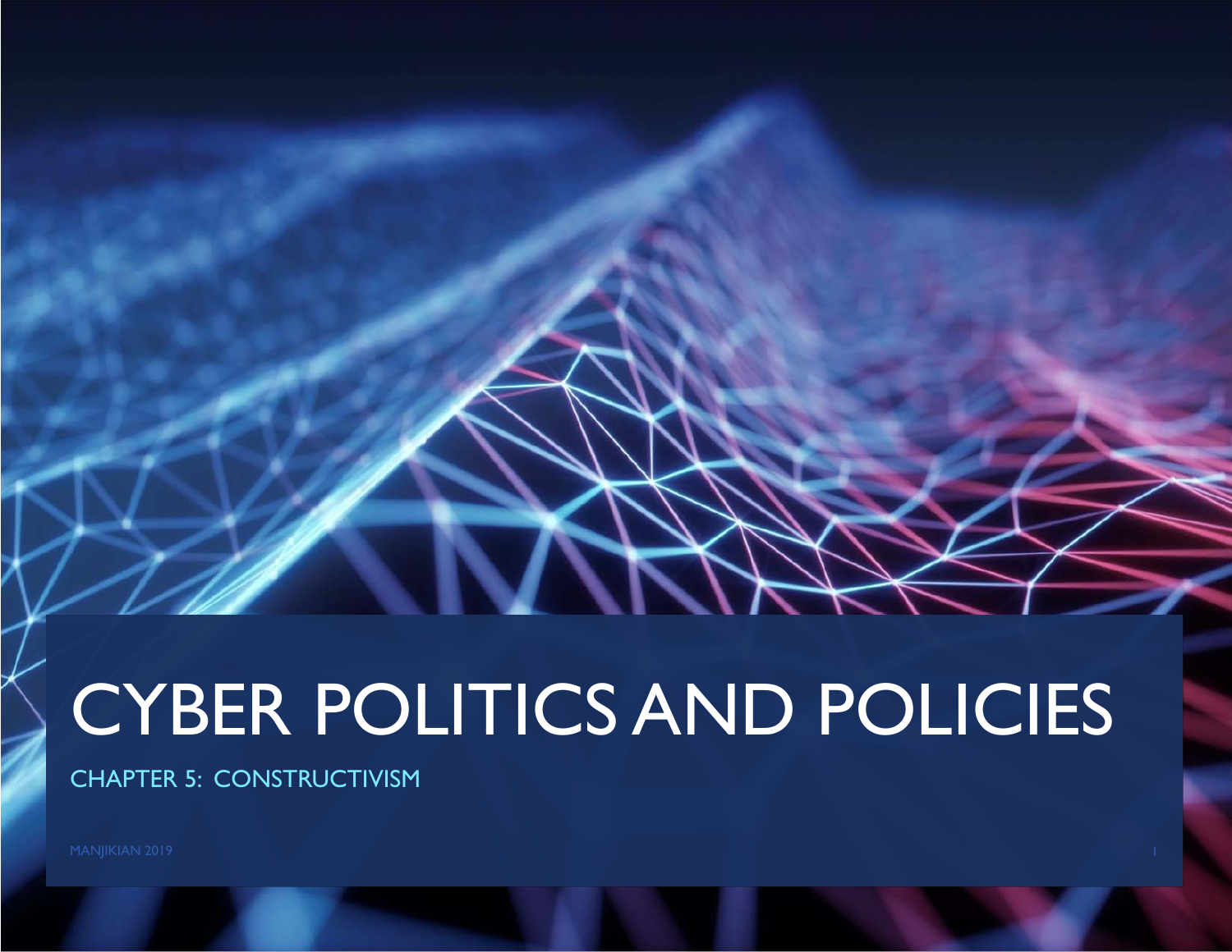# CYBER POLITICS AND POLICIES

## CHAPTER 5: CONSTRUCTIVISM

MANJIKIAN 2019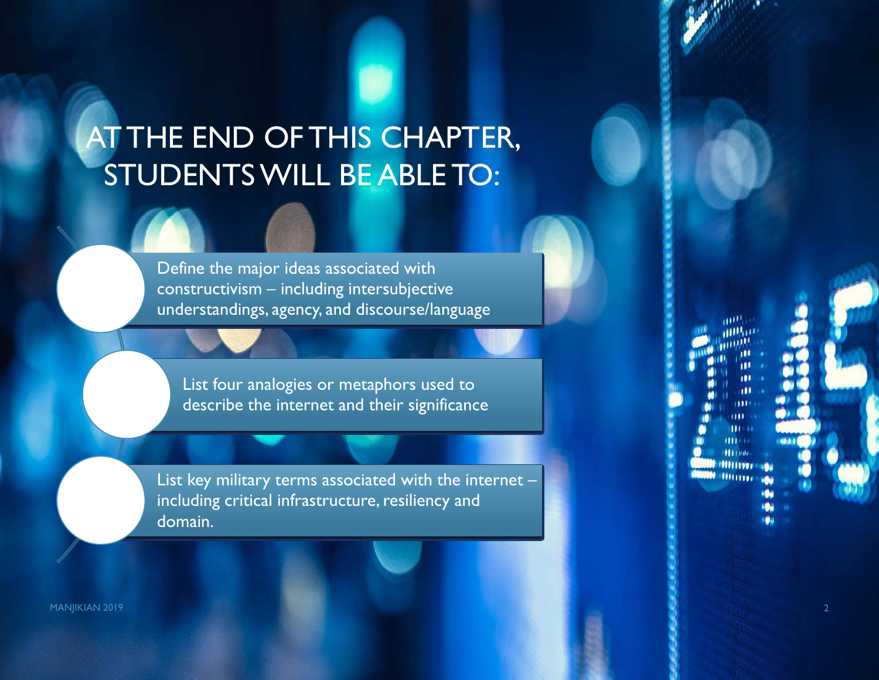# AT THE END OF THIS CHAPTER, STUDENTS WILL BE ABLE TO:

- Define the major ideas associated with constructivism – including intersubjective understandings, agency, and discourse/language
- List four analogies or metaphors used to describe the internet and their significance
- List key military terms associated with the internet – including critical infrastructure, resiliency and domain.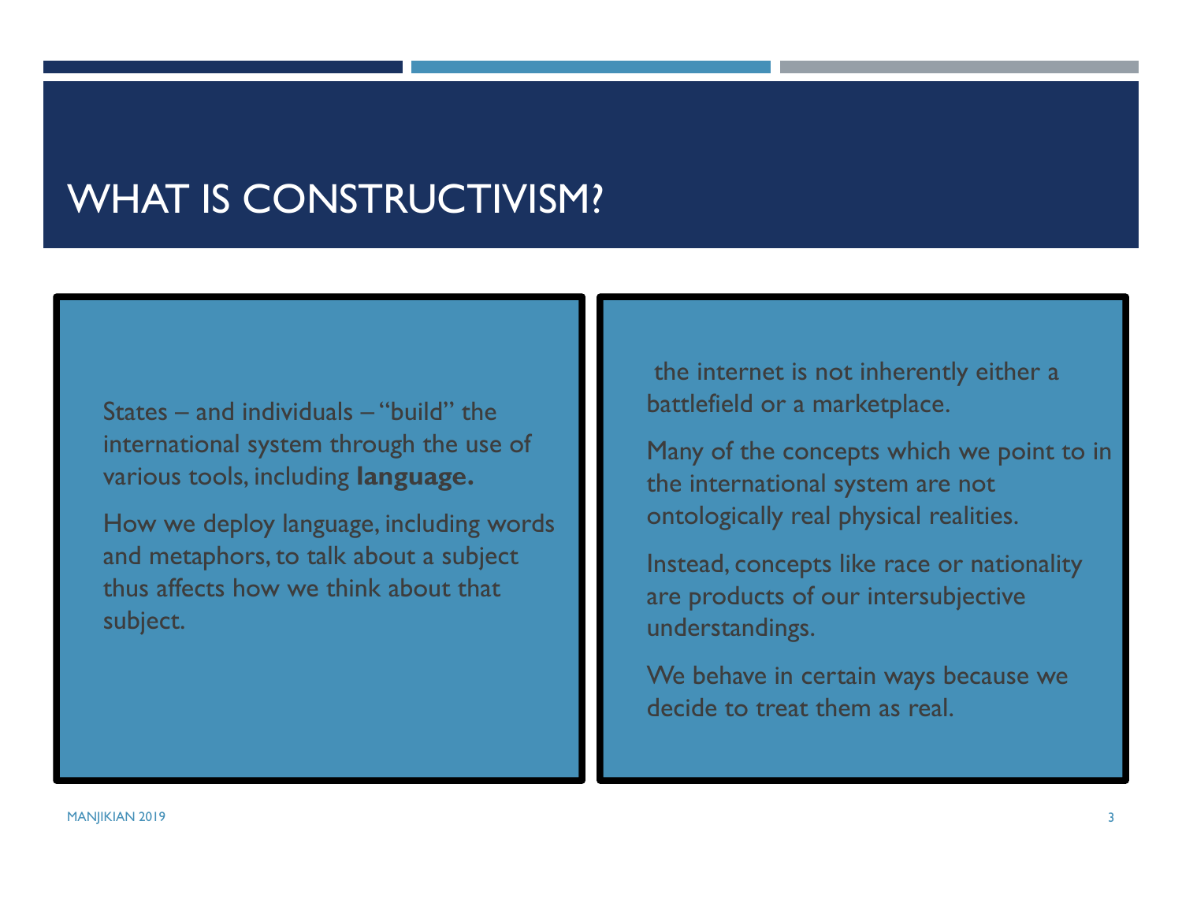# WHAT IS CONSTRUCTIVISM?

States – and individuals – "build" the international system through the use of various tools, including **language.**

How we deploy language, including words and metaphors, to talk about a subject thus affects how we think about that subject.

the internet is not inherently either a battlefield or a marketplace.

Many of the concepts which we point to in the international system are not ontologically real physical realities.

Instead, concepts like race or nationality are products of our intersubjective understandings.

We behave in certain ways because we decide to treat them as real.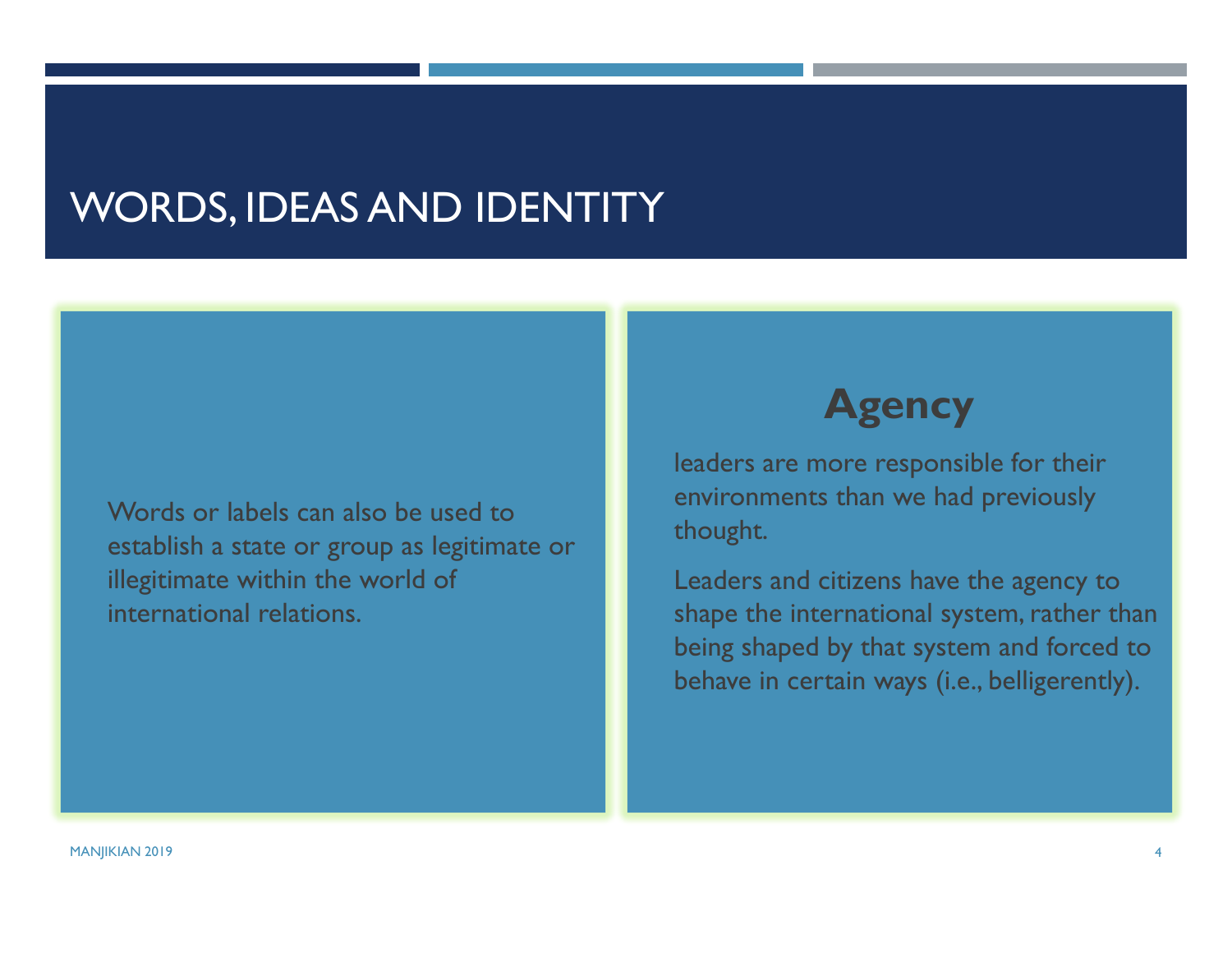# WORDS, IDEAS AND IDENTITY

Words or labels can also be used to establish a state or group as legitimate or illegitimate within the world of international relations.

## Agency

leaders are more responsible for their environments than we had previously thought.

Leaders and citizens have the agency to shape the international system, rather than being shaped by that system and forced to behave in certain ways (i.e., belligerently).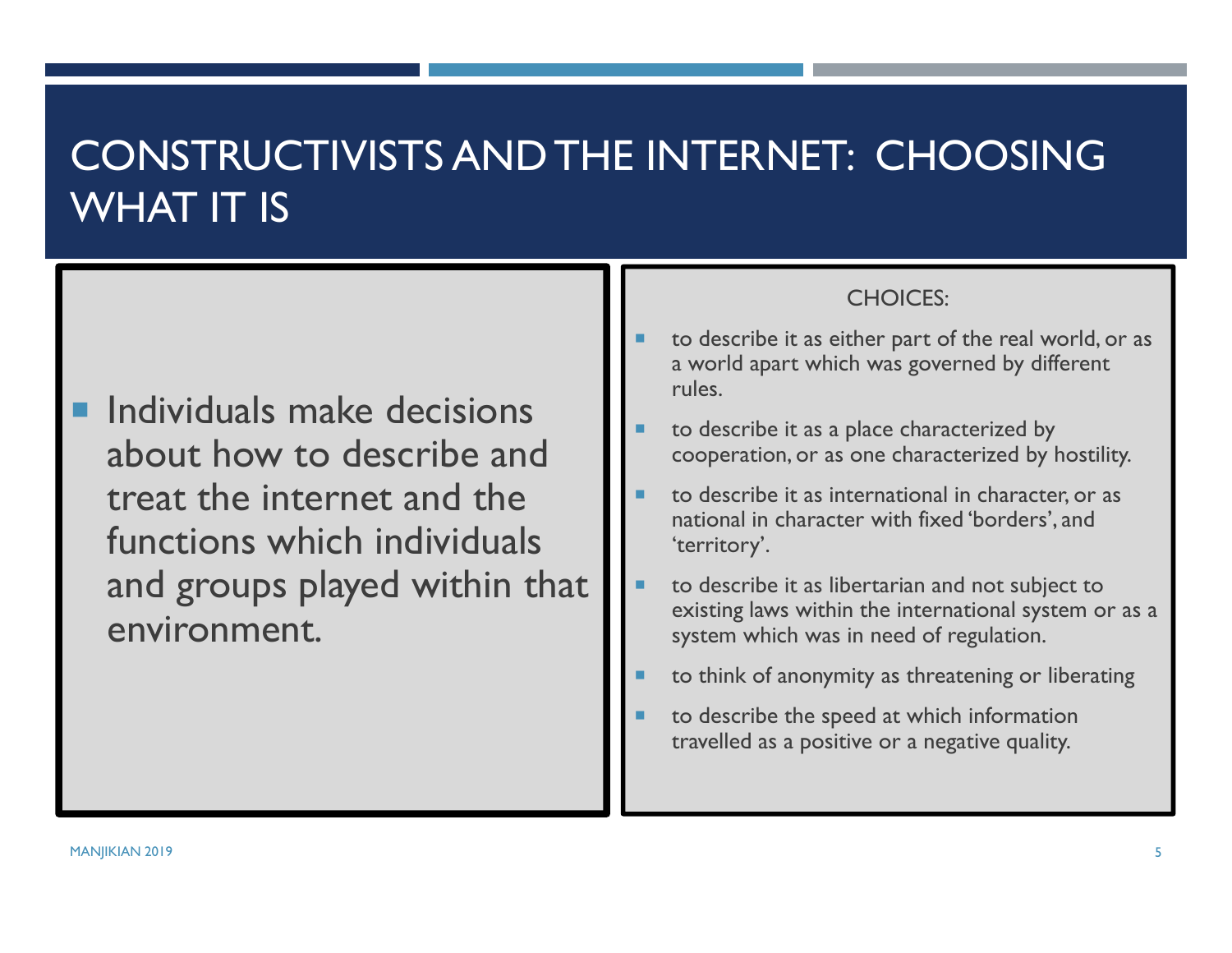# CONSTRUCTIVISTS AND THE INTERNET: CHOOSING WHAT IT IS

- Individuals make decisions about how to describe and treat the internet and the functions which individuals and groups played within that environment.

CHOICES:

- to describe it as either part of the real world, or as a world apart which was governed by different rules.
- to describe it as a place characterized by cooperation, or as one characterized by hostility.
- to describe it as international in character, or as national in character with fixed 'borders', and 'territory'.
- to describe it as libertarian and not subject to existing laws within the international system or as a system which was in need of regulation.
- to think of anonymity as threatening or liberating
- to describe the speed at which information travelled as a positive or a negative quality.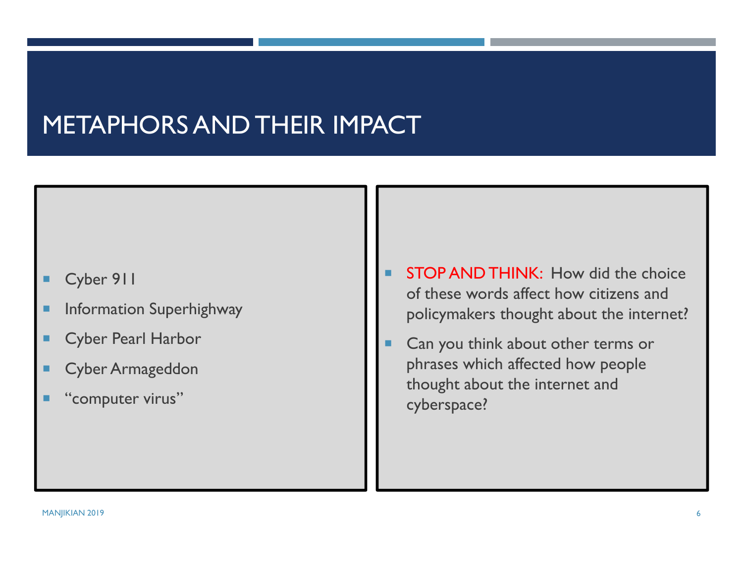# METAPHORS AND THEIR IMPACT

- Cyber 911
- Information Superhighway
- Cyber Pearl Harbor
- Cyber Armageddon
- "computer virus"

- STOP AND THINK: How did the choice of these words affect how citizens and policymakers thought about the internet?
- Can you think about other terms or phrases which affected how people thought about the internet and cyberspace?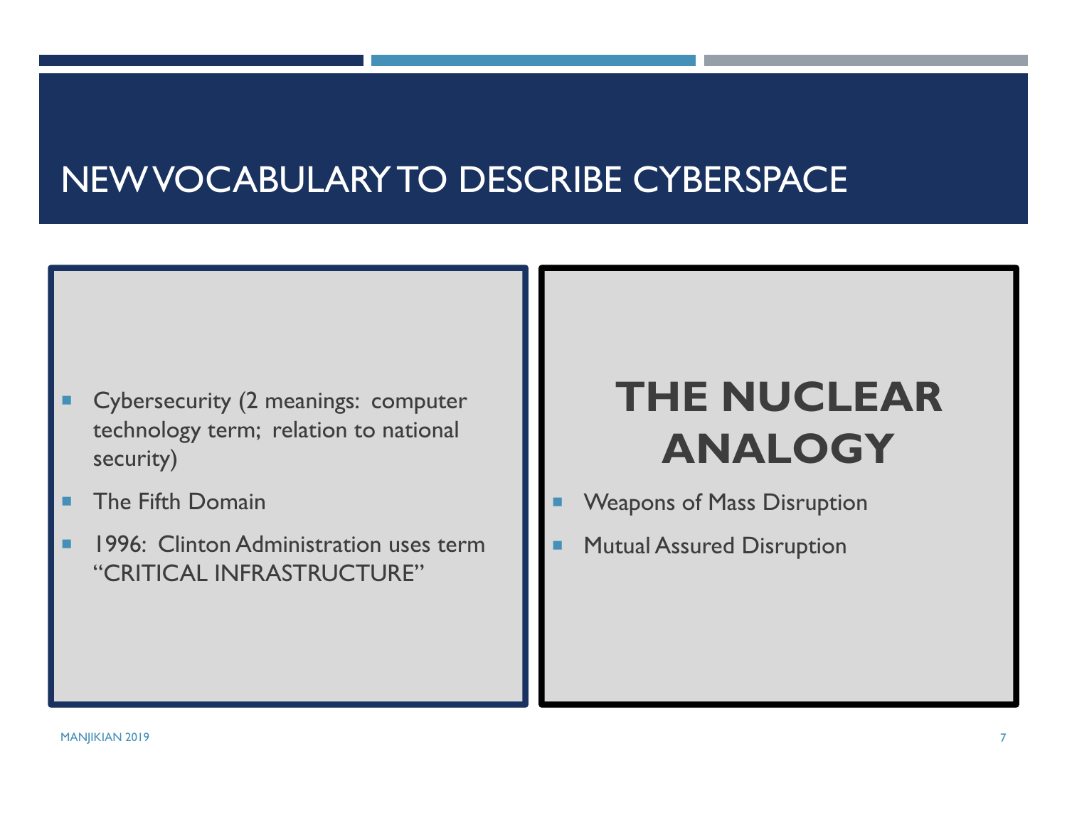# NEW VOCABULARY TO DESCRIBE CYBERSPACE

- Cybersecurity (2 meanings: computer technology term; relation to national security)
- The Fifth Domain
- 1996: Clinton Administration uses term "CRITICAL INFRASTRUCTURE"

## THE NUCLEAR ANALOGY

- Weapons of Mass Disruption
- Mutual Assured Disruption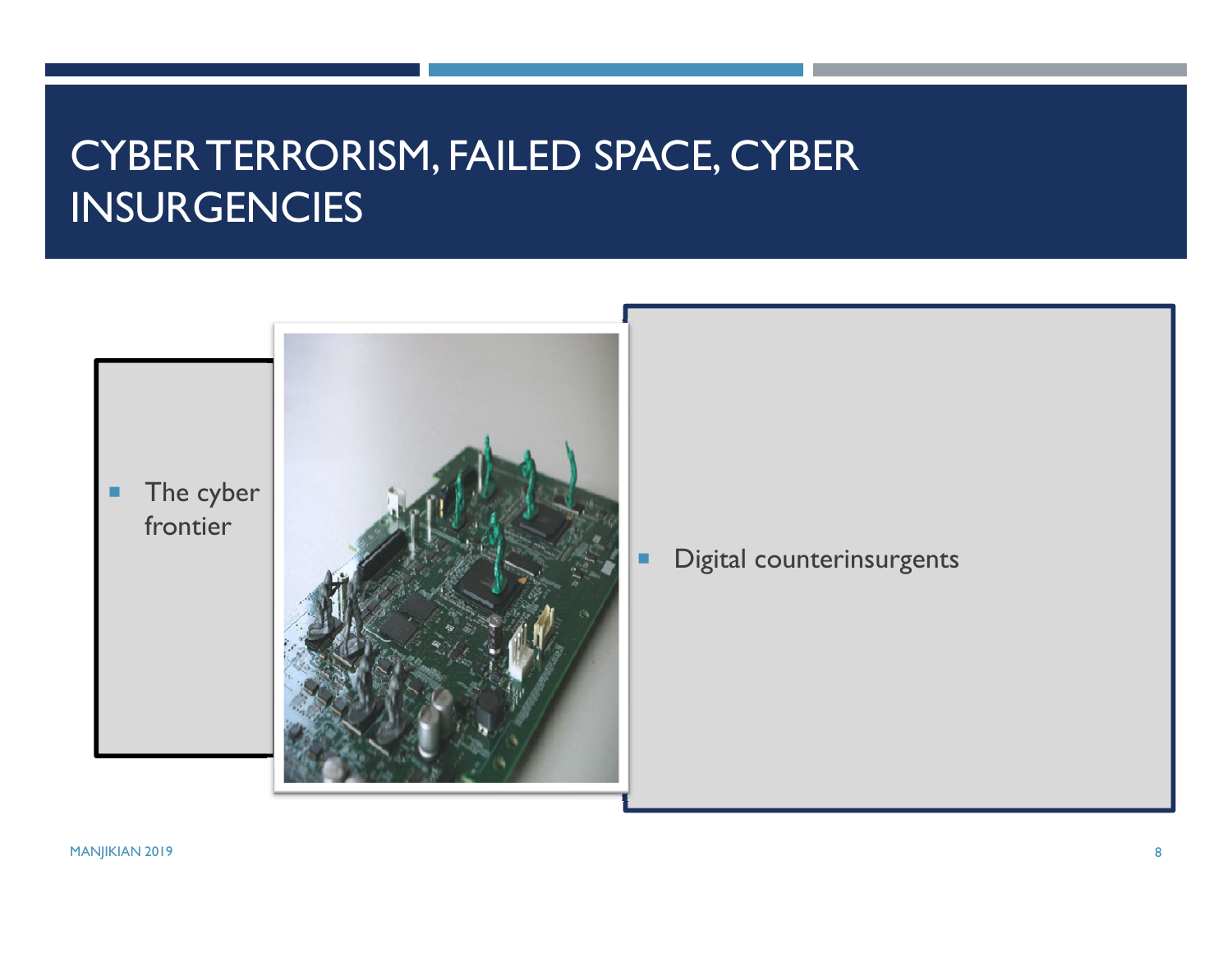# CYBER TERRORISM, FAILED SPACE, CYBER INSURGENCIES

- The cyber frontier

- Digital counterinsurgents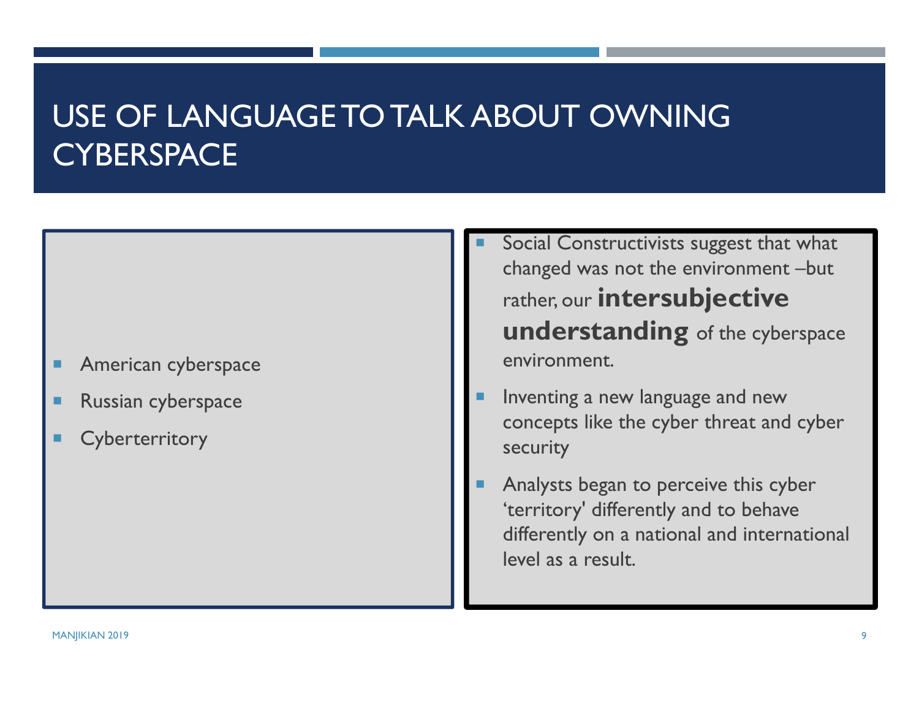# USE OF LANGUAGE TO TALK ABOUT OWNING CYBERSPACE

- American cyberspace
- Russian cyberspace
- Cyberterritory

- Social Constructivists suggest that what changed was not the environment –but rather, our **intersubjective understanding** of the cyberspace environment.
- Inventing a new language and new concepts like the cyber threat and cyber security
- Analysts began to perceive this cyber 'territory' differently and to behave differently on a national and international level as a result.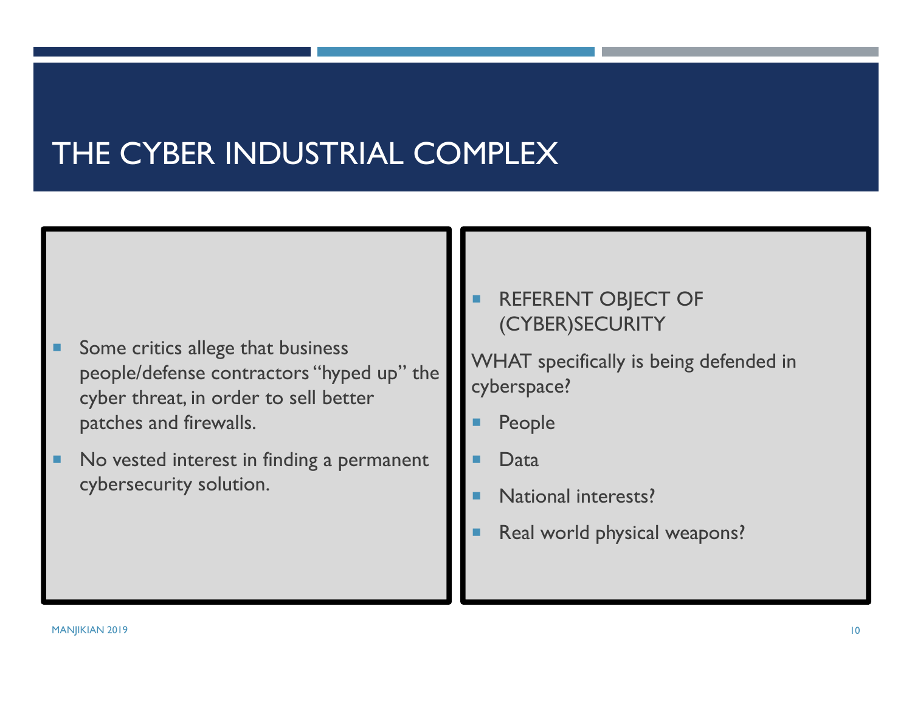# THE CYBER INDUSTRIAL COMPLEX

- Some critics allege that business people/defense contractors "hyped up" the cyber threat, in order to sell better patches and firewalls.
- No vested interest in finding a permanent cybersecurity solution.

- REFERENT OBJECT OF (CYBER)SECURITY

WHAT specifically is being defended in cyberspace?

- People
- Data
- National interests?
- Real world physical weapons?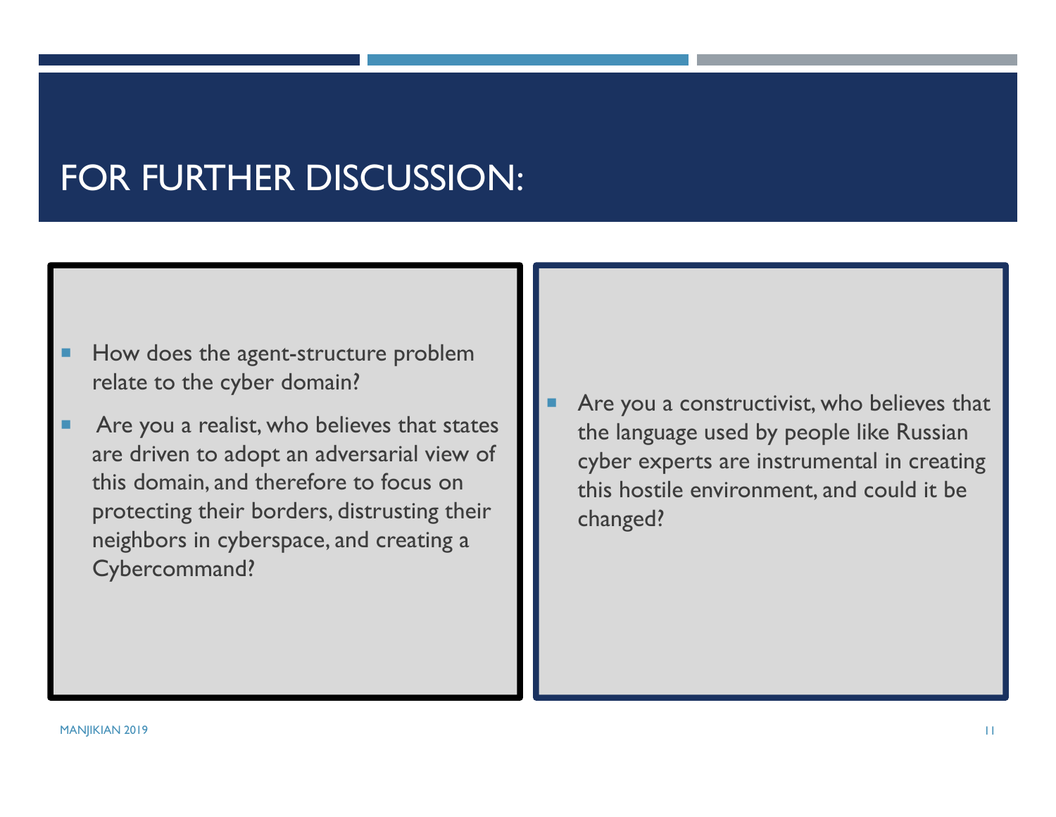# FOR FURTHER DISCUSSION:

- How does the agent-structure problem relate to the cyber domain?
- Are you a realist, who believes that states are driven to adopt an adversarial view of this domain, and therefore to focus on protecting their borders, distrusting their neighbors in cyberspace, and creating a Cybercommand?

- Are you a constructivist, who believes that the language used by people like Russian cyber experts are instrumental in creating this hostile environment, and could it be changed?